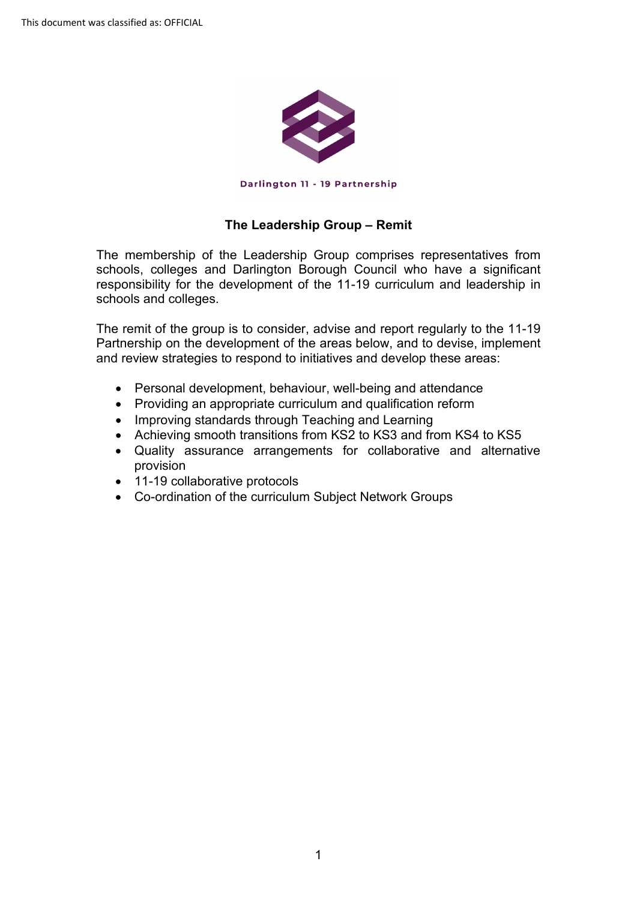This document was classified as: OFFICIAL

Darlington 11 - 19 Partnership

## The Leadership Group – Remit

The membership of the Leadership Group comprises representatives from schools, colleges and Darlington Borough Council who have a significant responsibility for the development of the 11-19 curriculum and leadership in schools and colleges.

The remit of the group is to consider, advise and report regularly to the 11-19 Partnership on the development of the areas below, and to devise, implement and review strategies to respond to initiatives and develop these areas:

- Personal development, behaviour, well-being and attendance
- Providing an appropriate curriculum and qualification reform
- Improving standards through Teaching and Learning
- Achieving smooth transitions from KS2 to KS3 and from KS4 to KS5
- Quality assurance arrangements for collaborative and alternative provision
- 11-19 collaborative protocols
- Co-ordination of the curriculum Subject Network Groups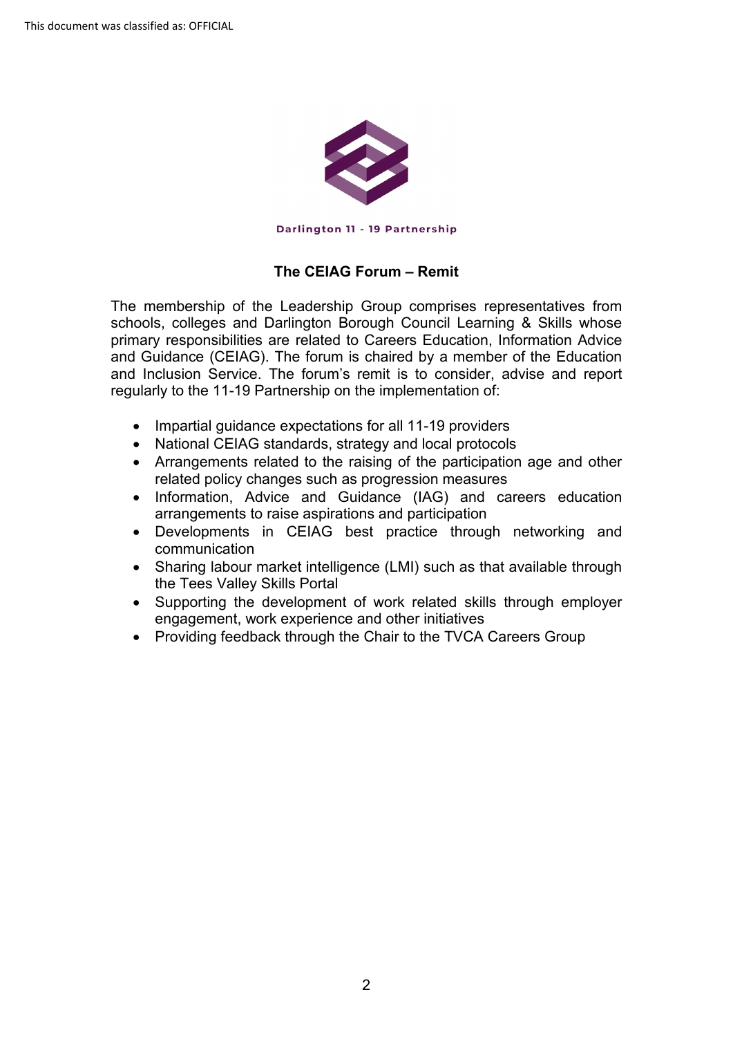Darlington 11 - 19 Partnership

## The CEIAG Forum – Remit

The membership of the Leadership Group comprises representatives from schools, colleges and Darlington Borough Council Learning & Skills whose primary responsibilities are related to Careers Education, Information Advice and Guidance (CEIAG). The forum is chaired by a member of the Education and Inclusion Service. The forum's remit is to consider, advise and report regularly to the 11-19 Partnership on the implementation of:

- Impartial guidance expectations for all 11-19 providers
- National CEIAG standards, strategy and local protocols
- Arrangements related to the raising of the participation age and other related policy changes such as progression measures
- Information, Advice and Guidance (IAG) and careers education arrangements to raise aspirations and participation
- Developments in CEIAG best practice through networking and communication
- Sharing labour market intelligence (LMI) such as that available through the Tees Valley Skills Portal
- Supporting the development of work related skills through employer engagement, work experience and other initiatives
- Providing feedback through the Chair to the TVCA Careers Group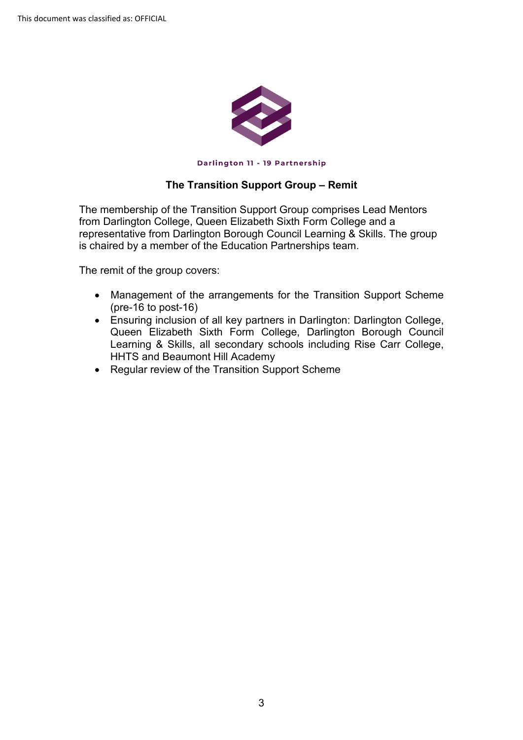Darlington 11 - 19 Partnership

## The Transition Support Group – Remit

The membership of the Transition Support Group comprises Lead Mentors from Darlington College, Queen Elizabeth Sixth Form College and a representative from Darlington Borough Council Learning & Skills. The group is chaired by a member of the Education Partnerships team.

The remit of the group covers:

- Management of the arrangements for the Transition Support Scheme (pre-16 to post-16)
- Ensuring inclusion of all key partners in Darlington: Darlington College, Queen Elizabeth Sixth Form College, Darlington Borough Council Learning & Skills, all secondary schools including Rise Carr College, HHTS and Beaumont Hill Academy
- Regular review of the Transition Support Scheme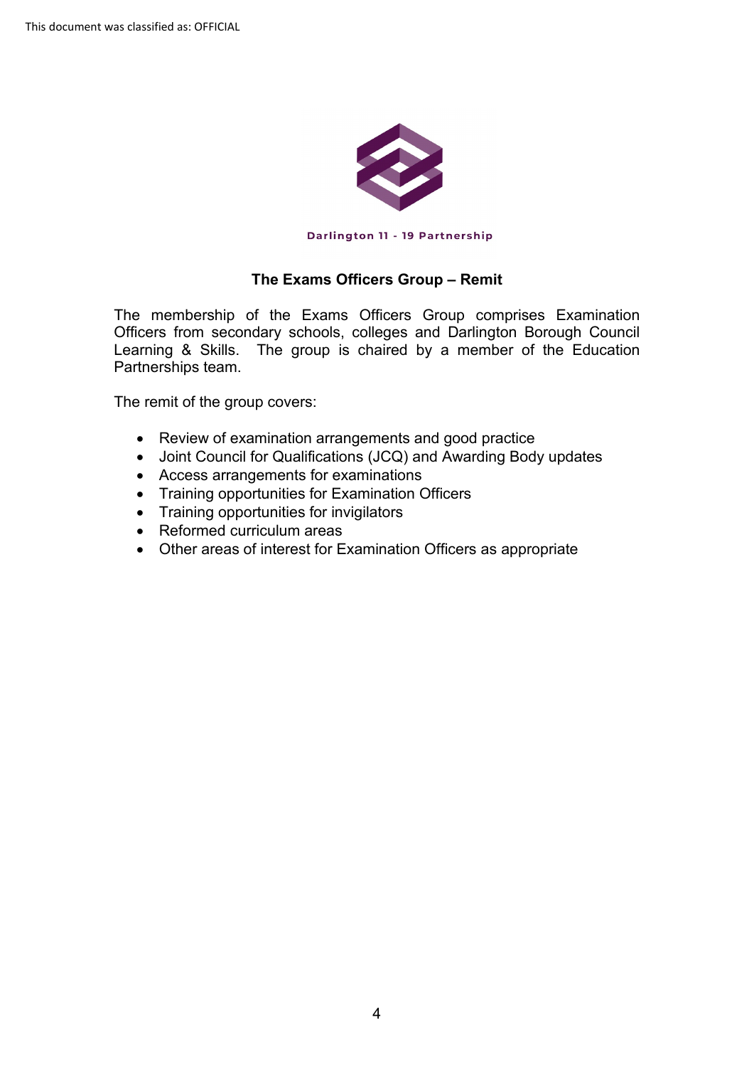This document was classified as: OFFICIAL

Darlington 11 - 19 Partnership

## The Exams Officers Group – Remit

The membership of the Exams Officers Group comprises Examination Officers from secondary schools, colleges and Darlington Borough Council Learning & Skills. The group is chaired by a member of the Education Partnerships team.

The remit of the group covers:

- Review of examination arrangements and good practice
- Joint Council for Qualifications (JCQ) and Awarding Body updates
- Access arrangements for examinations
- Training opportunities for Examination Officers
- Training opportunities for invigilators
- Reformed curriculum areas
- Other areas of interest for Examination Officers as appropriate